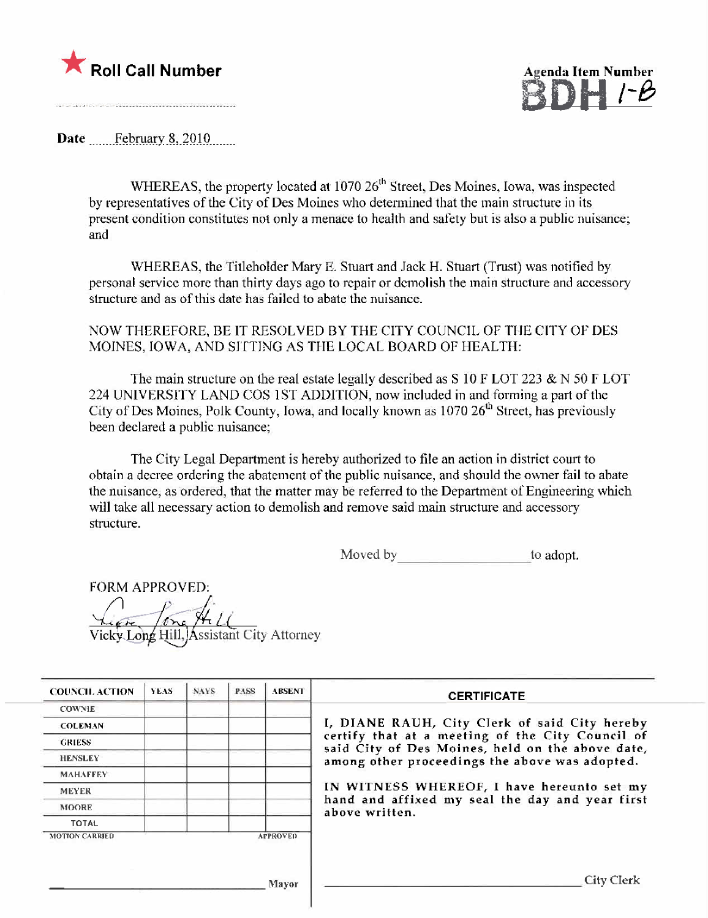★ **Roll Call Number** ..............................

**Agenda Item Number**
**BDH 1-B**

**Date** February 8, 2010

WHEREAS, the property located at 1070 26th Street, Des Moines, Iowa, was inspected by representatives of the City of Des Moines who determined that the main structure in its present condition constitutes not only a menace to health and safety but is also a public nuisance; and

WHEREAS, the Titleholder Mary E. Stuart and Jack H. Stuart (Trust) was notified by personal service more than thirty days ago to repair or demolish the main structure and accessory structure and as of this date has failed to abate the nuisance.

NOW THEREFORE, BE IT RESOLVED BY THE CITY COUNCIL OF THE CITY OF DES MOINES, IOWA, AND SITTING AS THE LOCAL BOARD OF HEALTH:

The main structure on the real estate legally described as S 10 F LOT 223 & N 50 F LOT 224 UNIVERSITY LAND COS 1ST ADDITION, now included in and forming a part of the City of Des Moines, Polk County, Iowa, and locally known as 1070 26th Street, has previously been declared a public nuisance;

The City Legal Department is hereby authorized to file an action in district court to obtain a decree ordering the abatement of the public nuisance, and should the owner fail to abate the nuisance, as ordered, that the matter may be referred to the Department of Engineering which will take all necessary action to demolish and remove said main structure and accessory structure.

Moved by ____________________ to adopt.

FORM APPROVED:

Vicky Long Hill, Assistant City Attorney

| COUNCIL ACTION | YEAS | NAYS | PASS | ABSENT |
|---|---|---|---|---|
| COWNIE | | | | |
| COLEMAN | | | | |
| GRIESS | | | | |
| HENSLEY | | | | |
| MAHAFFEY | | | | |
| MEYER | | | | |
| MOORE | | | | |
| TOTAL | | | | |
| MOTION CARRIED | | | | APPROVED |

______________________________ Mayor

**CERTIFICATE**

I, DIANE RAUH, City Clerk of said City hereby certify that at a meeting of the City Council of said City of Des Moines, held on the above date, among other proceedings the above was adopted.

IN WITNESS WHEREOF, I have hereunto set my hand and affixed my seal the day and year first above written.

______________________________ City Clerk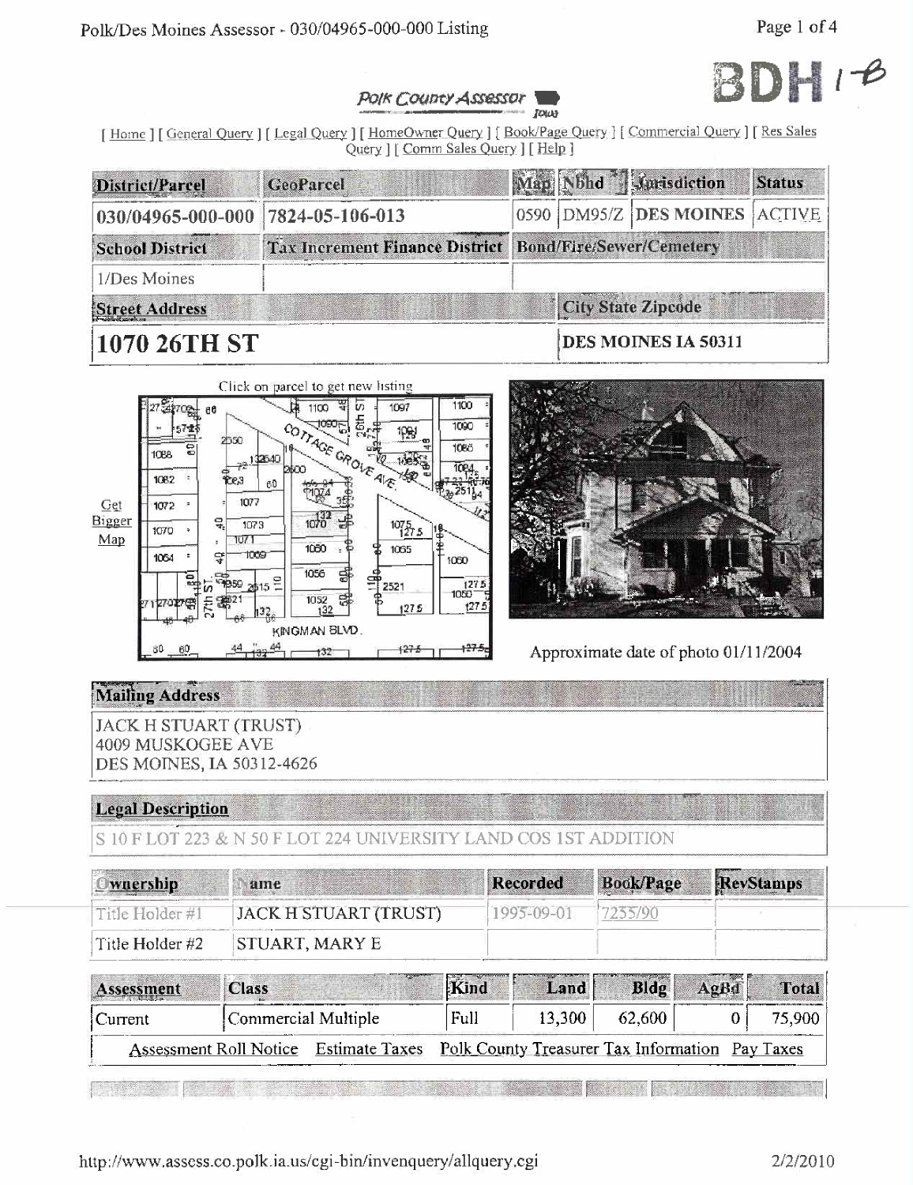BDH 1-B

*Polk County Assessor Iowa*

[ Home ] [ General Query ] [ Legal Query ] [ HomeOwner Query ] [ Book/Page Query ] [ Commercial Query ] [ Res Sales Query ] [ Comm Sales Query ] [ Help ]

| District/Parcel | GeoParcel | Map | Nbhd | Jurisdiction | Status |
|---|---|---|---|---|---|
| 030/04965-000-000 | 7824-05-106-013 | 0590 | DM95/Z | DES MOINES | ACTIVE |

| School District | Tax Increment Finance District | Bond/Fire/Sewer/Cemetery |
|---|---|---|
| 1/Des Moines | | |

| Street Address | City State Zipcode |
|---|---|
| **1070 26TH ST** | **DES MOINES IA 50311** |

Click on parcel to get new listing

Get Bigger Map

Approximate date of photo 01/11/2004

## Mailing Address

JACK H STUART (TRUST)
4009 MUSKOGEE AVE
DES MOINES, IA 50312-4626

## Legal Description

S 10 F LOT 223 & N 50 F LOT 224 UNIVERSITY LAND COS 1ST ADDITION

| Ownership | Name | Recorded | Book/Page | RevStamps |
|---|---|---|---|---|
| Title Holder #1 | JACK H STUART (TRUST) | 1995-09-01 | 7255/90 | |
| Title Holder #2 | STUART, MARY E | | | |

| Assessment | Class | Kind | Land | Bldg | AgBd | Total |
|---|---|---|---|---|---|---|
| Current | Commercial Multiple | Full | 13,300 | 62,600 | 0 | 75,900 |

Assessment Roll Notice    Estimate Taxes    Polk County Treasurer Tax Information    Pay Taxes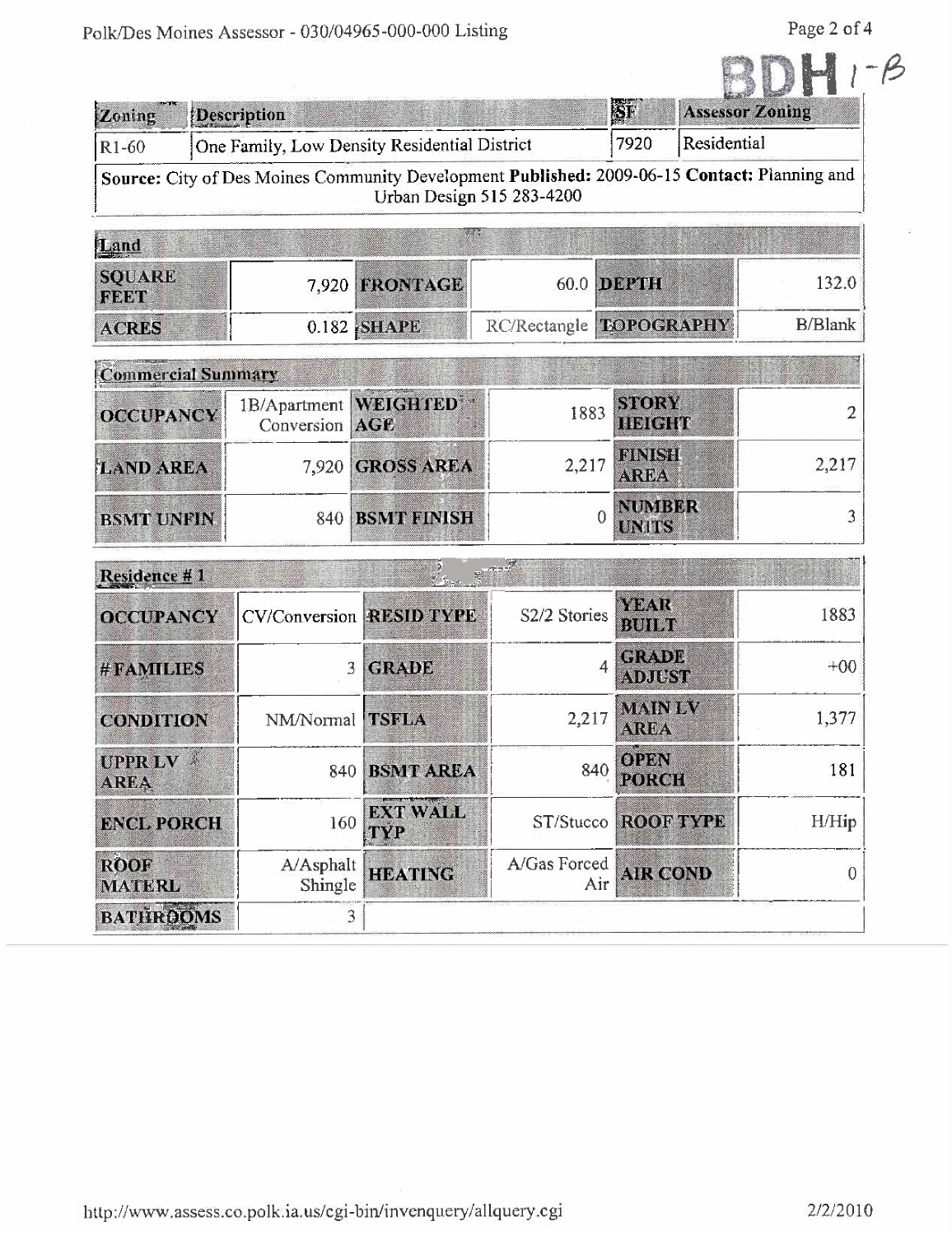BDH 1-B

| Zoning | Description | SF | Assessor Zoning |
|---|---|---|---|
| R1-60 | One Family, Low Density Residential District | 7920 | Residential |

**Source:** City of Des Moines Community Development **Published:** 2009-06-15 **Contact:** Planning and Urban Design 515 283-4200

| Land | | | | | |
|---|---|---|---|---|---|
| SQUARE FEET | 7,920 | FRONTAGE | 60.0 | DEPTH | 132.0 |
| ACRES | 0.182 | SHAPE | RC/Rectangle | TOPOGRAPHY | B/Blank |

| Commercial Summary | | | | | |
|---|---|---|---|---|---|
| OCCUPANCY | 1B/Apartment Conversion | WEIGHTED AGE | 1883 | STORY HEIGHT | 2 |
| LAND AREA | 7,920 | GROSS AREA | 2,217 | FINISH AREA | 2,217 |
| BSMT UNFIN | 840 | BSMT FINISH | 0 | NUMBER UNITS | 3 |

| Residence # 1 | | | | | |
|---|---|---|---|---|---|
| OCCUPANCY | CV/Conversion | RESID TYPE | S2/2 Stories | YEAR BUILT | 1883 |
| # FAMILIES | 3 | GRADE | 4 | GRADE ADJUST | +00 |
| CONDITION | NM/Normal | TSFLA | 2,217 | MAIN LV AREA | 1,377 |
| UPPR LV AREA | 840 | BSMT AREA | 840 | OPEN PORCH | 181 |
| ENCL PORCH | 160 | EXT WALL TYP | ST/Stucco | ROOF TYPE | H/Hip |
| ROOF MATERL | A/Asphalt Shingle | HEATING | A/Gas Forced Air | AIR COND | 0 |
| BATHROOMS | 3 | | | | |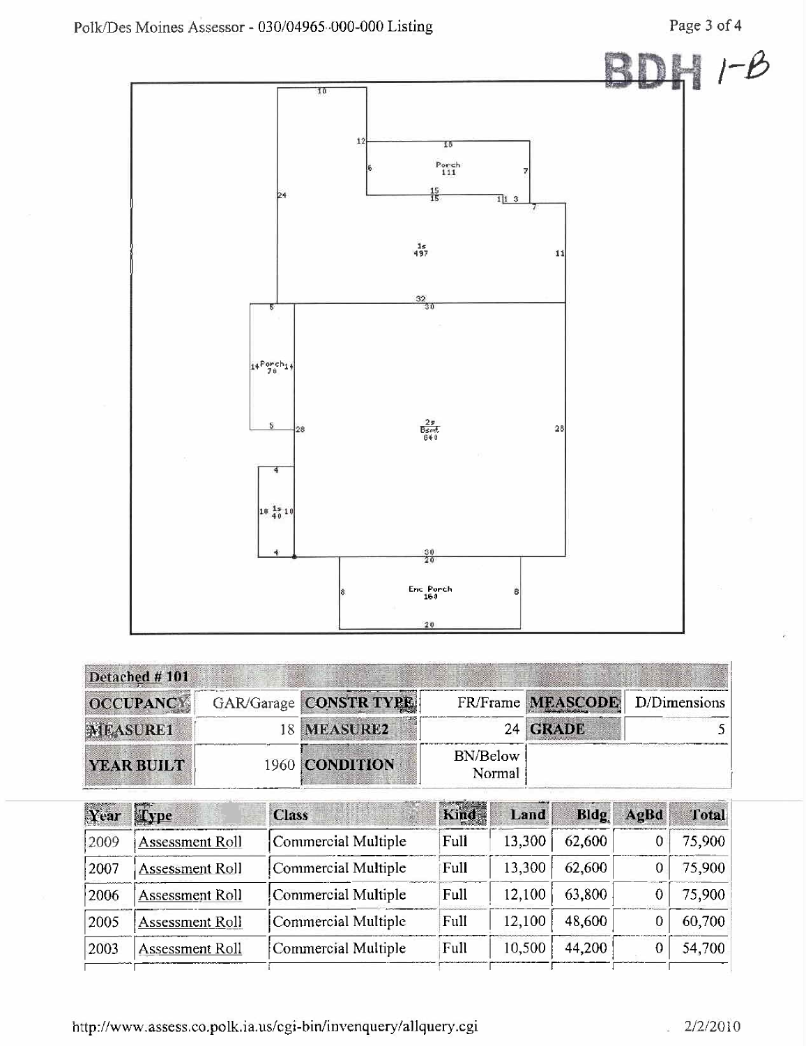BDH 1-B

| Detached # 101 | | | | | |
|---|---|---|---|---|---|
| **OCCUPANCY** | GAR/Garage | **CONSTR TYPE** | FR/Frame | **MEASCODE** | D/Dimensions |
| **MEASURE1** | 18 | **MEASURE2** | 24 | **GRADE** | 5 |
| **YEAR BUILT** | 1960 | **CONDITION** | BN/Below Normal | | |

| Year | Type | Class | Kind | Land | Bldg | AgBd | Total |
|---|---|---|---|---|---|---|---|
| 2009 | Assessment Roll | Commercial Multiple | Full | 13,300 | 62,600 | 0 | 75,900 |
| 2007 | Assessment Roll | Commercial Multiple | Full | 13,300 | 62,600 | 0 | 75,900 |
| 2006 | Assessment Roll | Commercial Multiple | Full | 12,100 | 63,800 | 0 | 75,900 |
| 2005 | Assessment Roll | Commercial Multiple | Full | 12,100 | 48,600 | 0 | 60,700 |
| 2003 | Assessment Roll | Commercial Multiple | Full | 10,500 | 44,200 | 0 | 54,700 |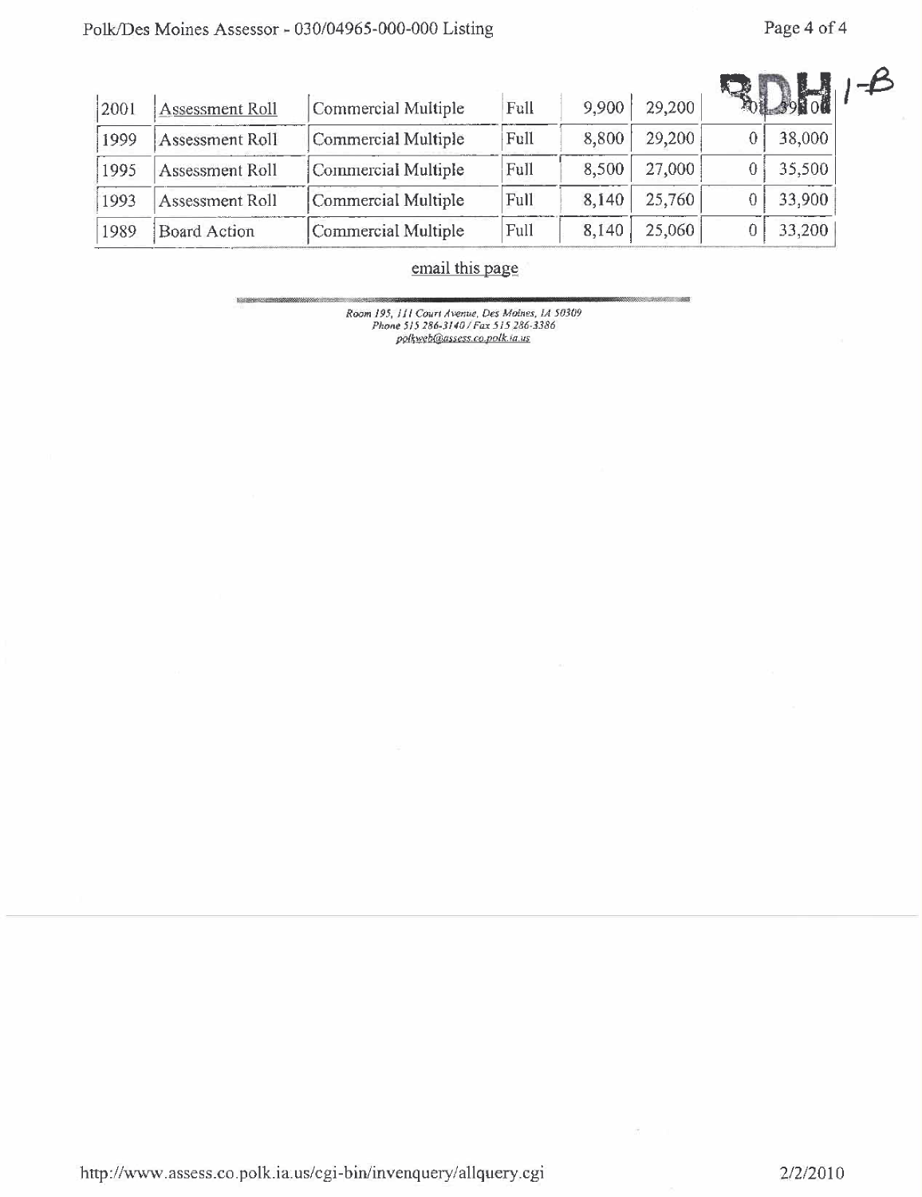RDH 1-B

| 2001 | Assessment Roll | Commercial Multiple | Full | 9,900 | 29,200 | 0 | 39,100 |
|---|---|---|---|---|---|---|---|
| 1999 | Assessment Roll | Commercial Multiple | Full | 8,800 | 29,200 | 0 | 38,000 |
| 1995 | Assessment Roll | Commercial Multiple | Full | 8,500 | 27,000 | 0 | 35,500 |
| 1993 | Assessment Roll | Commercial Multiple | Full | 8,140 | 25,760 | 0 | 33,900 |
| 1989 | Board Action | Commercial Multiple | Full | 8,140 | 25,060 | 0 | 33,200 |

email this page

*Room 195, 111 Court Avenue, Des Moines, IA 50309*
*Phone 515 286-3140 / Fax 515 286-3386*
*polkweb@assess.co.polk.ia.us*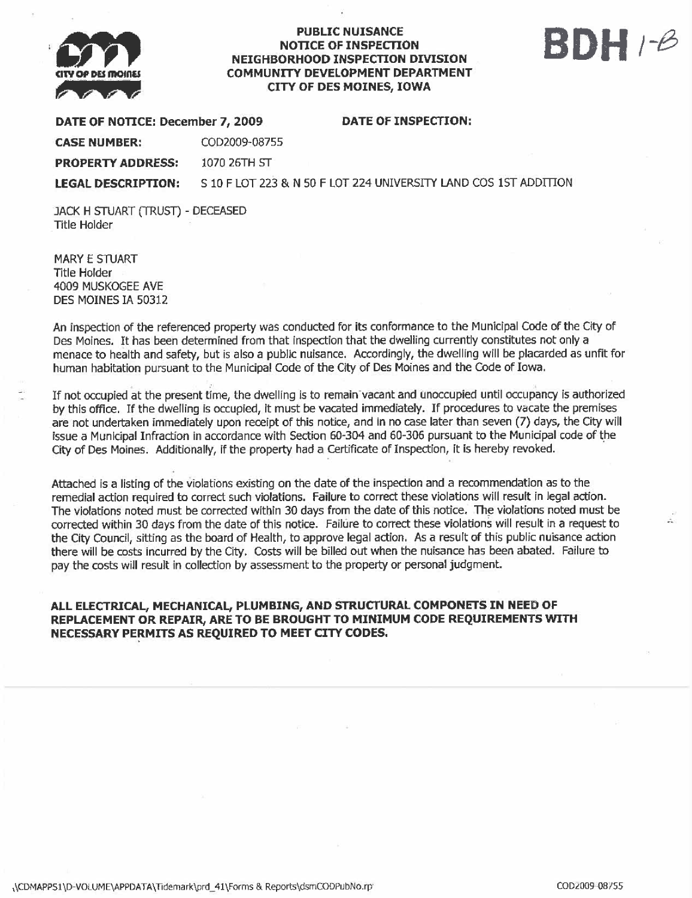**PUBLIC NUISANCE**
**NOTICE OF INSPECTION**
**NEIGHBORHOOD INSPECTION DIVISION**
**COMMUNITY DEVELOPMENT DEPARTMENT**
**CITY OF DES MOINES, IOWA**

BDH 1-B

**DATE OF NOTICE:** December 7, 2009 **DATE OF INSPECTION:**

**CASE NUMBER:** COD2009-08755

**PROPERTY ADDRESS:** 1070 26TH ST

**LEGAL DESCRIPTION:** S 10 F LOT 223 & N 50 F LOT 224 UNIVERSITY LAND COS 1ST ADDITION

JACK H STUART (TRUST) - DECEASED
Title Holder

MARY E STUART
Title Holder
4009 MUSKOGEE AVE
DES MOINES IA 50312

An inspection of the referenced property was conducted for its conformance to the Municipal Code of the City of Des Moines. It has been determined from that inspection that the dwelling currently constitutes not only a menace to health and safety, but is also a public nuisance. Accordingly, the dwelling will be placarded as unfit for human habitation pursuant to the Municipal Code of the City of Des Moines and the Code of Iowa.

If not occupied at the present time, the dwelling is to remain vacant and unoccupied until occupancy is authorized by this office. If the dwelling is occupied, it must be vacated immediately. If procedures to vacate the premises are not undertaken immediately upon receipt of this notice, and in no case later than seven (7) days, the City will issue a Municipal Infraction in accordance with Section 60-304 and 60-306 pursuant to the Municipal code of the City of Des Moines. Additionally, if the property had a Certificate of Inspection, it is hereby revoked.

Attached is a listing of the violations existing on the date of the inspection and a recommendation as to the remedial action required to correct such violations. Failure to correct these violations will result in legal action. The violations noted must be corrected within 30 days from the date of this notice. The violations noted must be corrected within 30 days from the date of this notice. Failure to correct these violations will result in a request to the City Council, sitting as the board of Health, to approve legal action. As a result of this public nuisance action there will be costs incurred by the City. Costs will be billed out when the nuisance has been abated. Failure to pay the costs will result in collection by assessment to the property or personal judgment.

**ALL ELECTRICAL, MECHANICAL, PLUMBING, AND STRUCTURAL COMPONETS IN NEED OF REPLACEMENT OR REPAIR, ARE TO BE BROUGHT TO MINIMUM CODE REQUIREMENTS WITH NECESSARY PERMITS AS REQUIRED TO MEET CITY CODES.**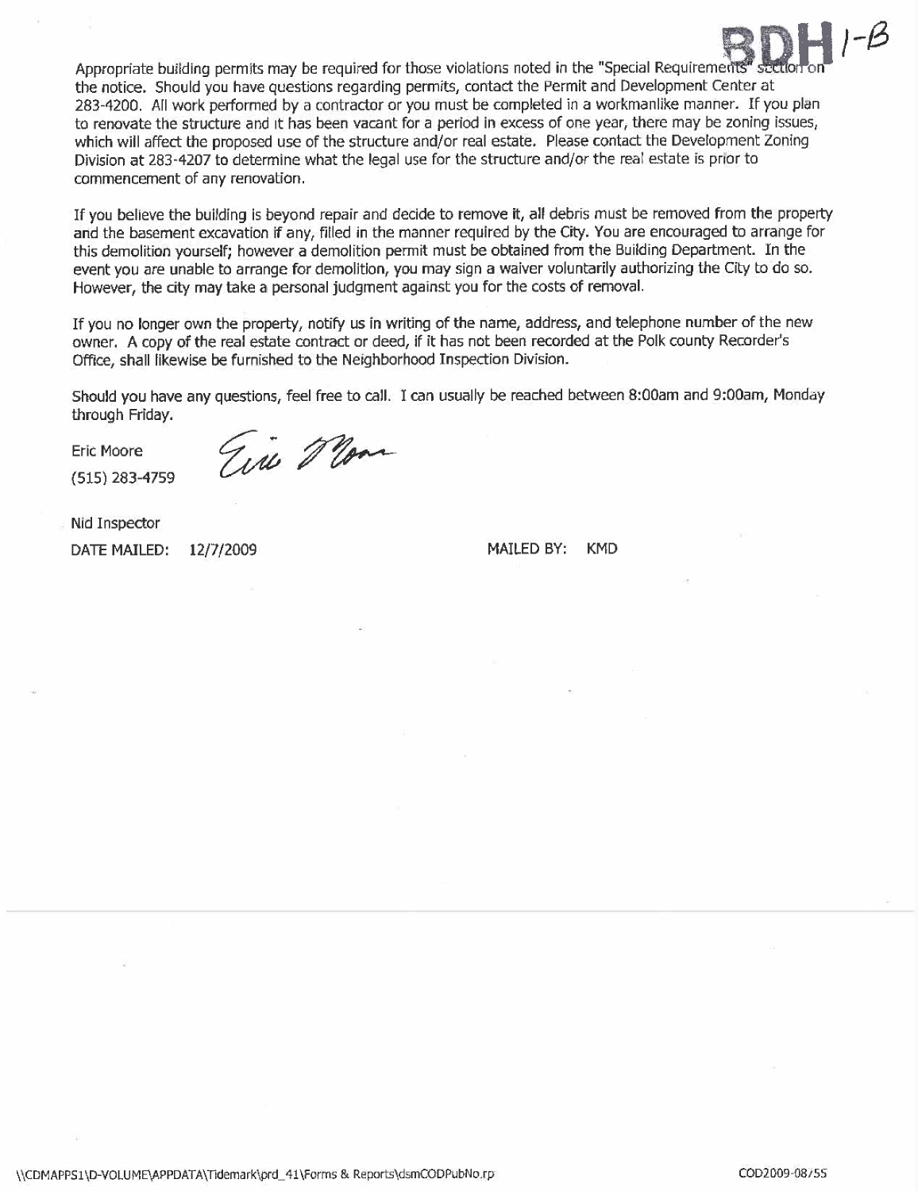BDH 1-B

Appropriate building permits may be required for those violations noted in the "Special Requirements" section on the notice. Should you have questions regarding permits, contact the Permit and Development Center at 283-4200. All work performed by a contractor or you must be completed in a workmanlike manner. If you plan to renovate the structure and it has been vacant for a period in excess of one year, there may be zoning issues, which will affect the proposed use of the structure and/or real estate. Please contact the Development Zoning Division at 283-4207 to determine what the legal use for the structure and/or the real estate is prior to commencement of any renovation.

If you believe the building is beyond repair and decide to remove it, all debris must be removed from the property and the basement excavation if any, filled in the manner required by the City. You are encouraged to arrange for this demolition yourself; however a demolition permit must be obtained from the Building Department. In the event you are unable to arrange for demolition, you may sign a waiver voluntarily authorizing the City to do so. However, the city may take a personal judgment against you for the costs of removal.

If you no longer own the property, notify us in writing of the name, address, and telephone number of the new owner. A copy of the real estate contract or deed, if it has not been recorded at the Polk county Recorder's Office, shall likewise be furnished to the Neighborhood Inspection Division.

Should you have any questions, feel free to call. I can usually be reached between 8:00am and 9:00am, Monday through Friday.

Eric Moore
(515) 283-4759

Eric Moore

Nid Inspector

DATE MAILED: 12/7/2009 MAILED BY: KMD

\\CDMAPPS1\D-VOLUME\APPDATA\Tidemark\prd_41\Forms & Reports\dsmCODPubNo.rp

COD2009-08755